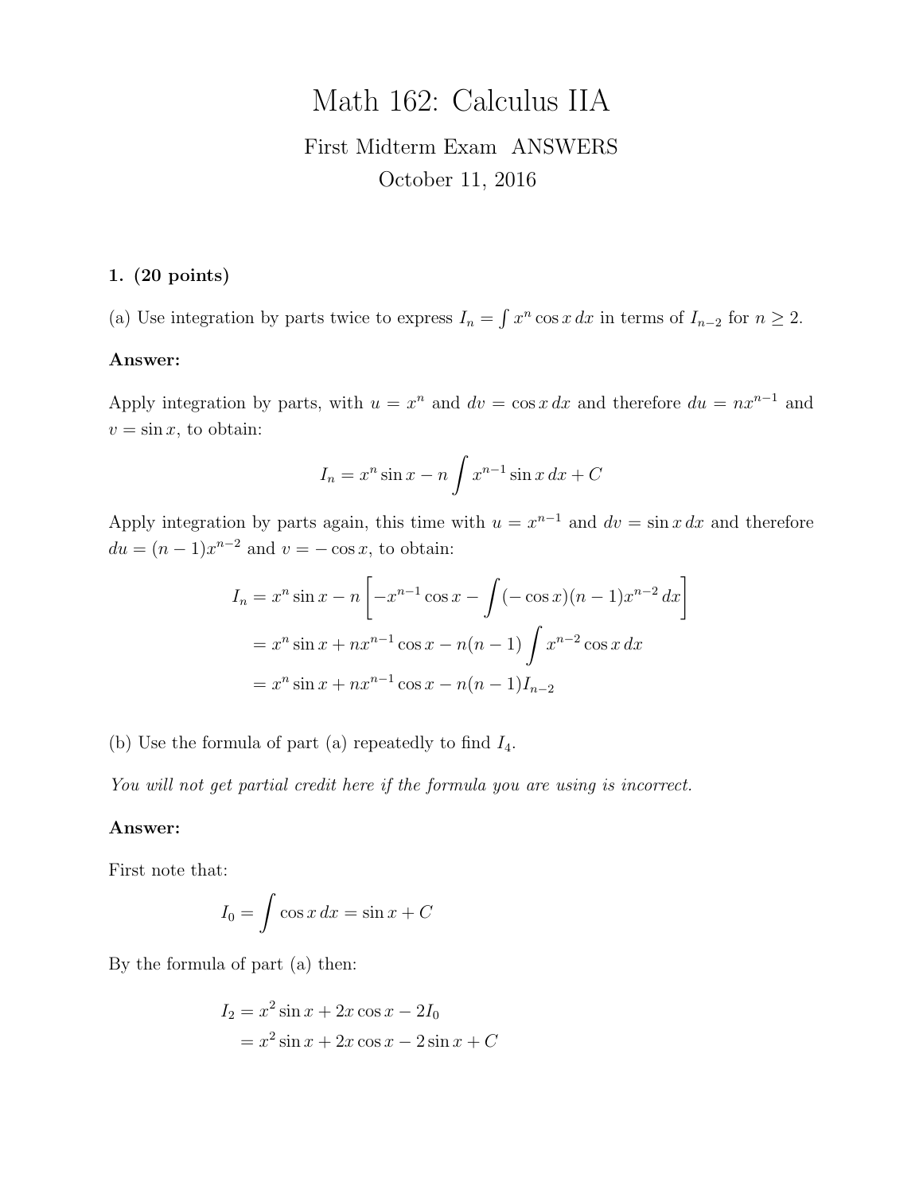# Math 162: Calculus IIA

First Midterm Exam ANSWERS

October 11, 2016

**1. (20 points)**

(a) Use integration by parts twice to express $I_n = \int x^n \cos x \, dx$ in terms of $I_{n-2}$ for $n \geq 2$.

**Answer:**

Apply integration by parts, with $u = x^n$ and $dv = \cos x \, dx$ and therefore $du = nx^{n-1}$ and $v = \sin x$, to obtain:

$$I_n = x^n \sin x - n \int x^{n-1} \sin x \, dx + C$$

Apply integration by parts again, this time with $u = x^{n-1}$ and $dv = \sin x \, dx$ and therefore $du = (n-1)x^{n-2}$ and $v = -\cos x$, to obtain:

$$\begin{aligned}
I_n &= x^n \sin x - n \left[ -x^{n-1} \cos x - \int (-\cos x)(n-1)x^{n-2} \, dx \right] \\
&= x^n \sin x + nx^{n-1} \cos x - n(n-1) \int x^{n-2} \cos x \, dx \\
&= x^n \sin x + nx^{n-1} \cos x - n(n-1) I_{n-2}
\end{aligned}$$

(b) Use the formula of part (a) repeatedly to find $I_4$.

*You will not get partial credit here if the formula you are using is incorrect.*

**Answer:**

First note that:

$$I_0 = \int \cos x \, dx = \sin x + C$$

By the formula of part (a) then:

$$\begin{aligned}
I_2 &= x^2 \sin x + 2x \cos x - 2I_0 \\
&= x^2 \sin x + 2x \cos x - 2 \sin x + C
\end{aligned}$$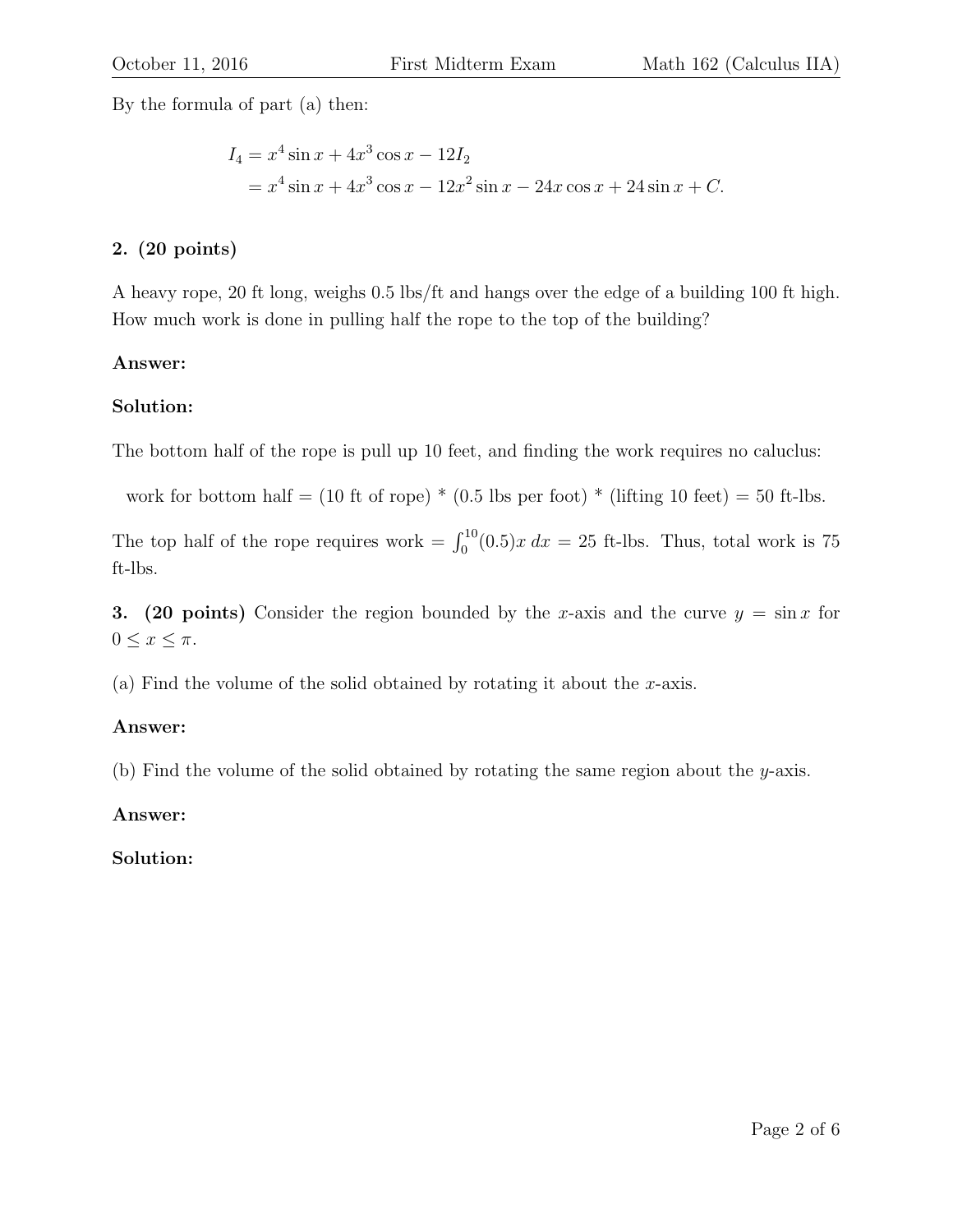By the formula of part (a) then:

$$
\begin{aligned}
I_4 &= x^4 \sin x + 4x^3 \cos x - 12I_2 \\
&= x^4 \sin x + 4x^3 \cos x - 12x^2 \sin x - 24x \cos x + 24 \sin x + C.
\end{aligned}
$$

**2. (20 points)**

A heavy rope, 20 ft long, weighs 0.5 lbs/ft and hangs over the edge of a building 100 ft high. How much work is done in pulling half the rope to the top of the building?

**Answer:**

**Solution:**

The bottom half of the rope is pull up 10 feet, and finding the work requires no caluclus:

work for bottom half = (10 ft of rope) * (0.5 lbs per foot) * (lifting 10 feet) = 50 ft-lbs.

The top half of the rope requires work = $\int_0^{10} (0.5)x\, dx = 25$ ft-lbs. Thus, total work is 75 ft-lbs.

**3. (20 points)** Consider the region bounded by the $x$-axis and the curve $y = \sin x$ for $0 \le x \le \pi$.

(a) Find the volume of the solid obtained by rotating it about the $x$-axis.

**Answer:**

(b) Find the volume of the solid obtained by rotating the same region about the $y$-axis.

**Answer:**

**Solution:**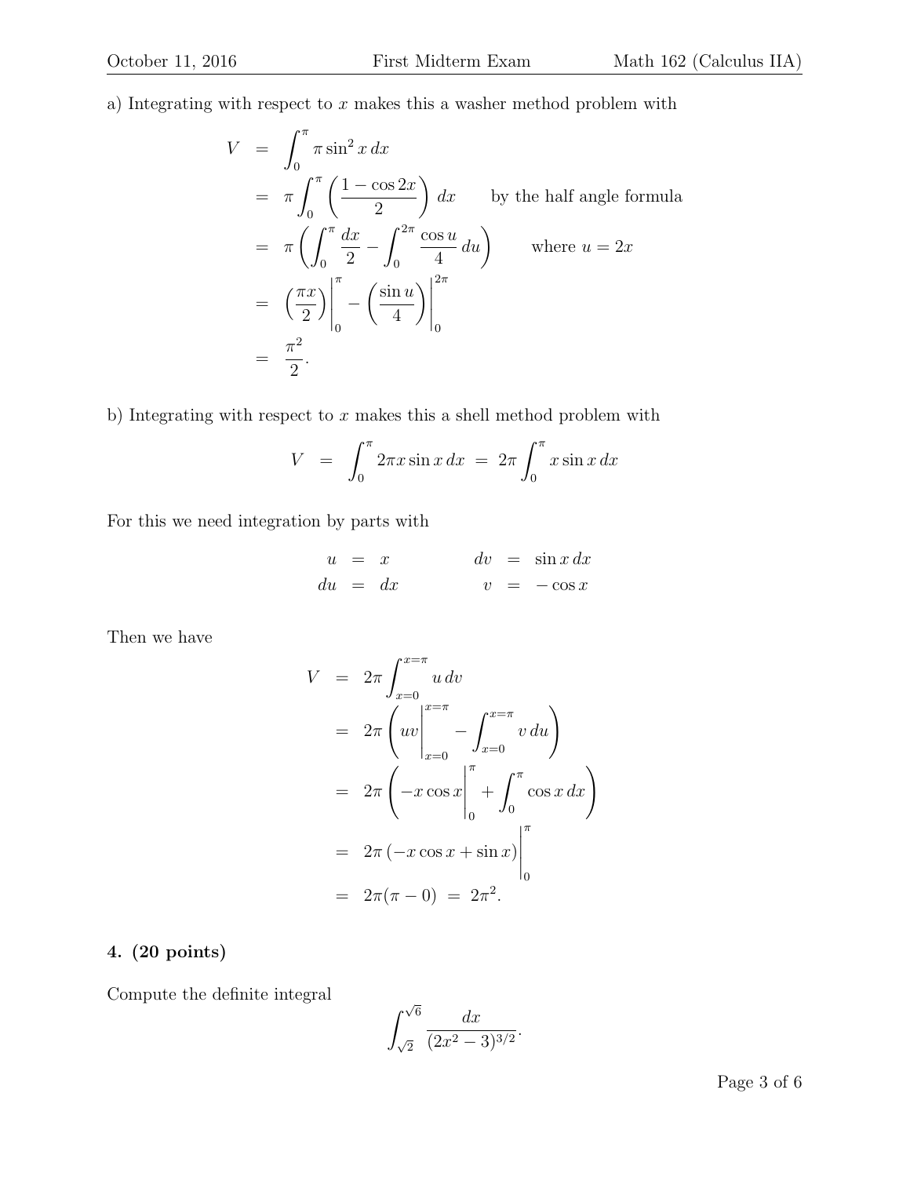a) Integrating with respect to $x$ makes this a washer method problem with

$$
\begin{aligned}
V &= \int_0^\pi \pi \sin^2 x \, dx \\
&= \pi \int_0^\pi \left( \frac{1 - \cos 2x}{2} \right) dx \qquad \text{by the half angle formula} \\
&= \pi \left( \int_0^\pi \frac{dx}{2} - \int_0^{2\pi} \frac{\cos u}{4} \, du \right) \qquad \text{where } u = 2x \\
&= \left( \frac{\pi x}{2} \right) \Bigg|_0^\pi - \left( \frac{\sin u}{4} \right) \Bigg|_0^{2\pi} \\
&= \frac{\pi^2}{2}.
\end{aligned}
$$

b) Integrating with respect to $x$ makes this a shell method problem with

$$
V = \int_0^\pi 2\pi x \sin x \, dx = 2\pi \int_0^\pi x \sin x \, dx
$$

For this we need integration by parts with

$$
\begin{aligned}
u &= x & dv &= \sin x \, dx \\
du &= dx & v &= -\cos x
\end{aligned}
$$

Then we have

$$
\begin{aligned}
V &= 2\pi \int_{x=0}^{x=\pi} u \, dv \\
&= 2\pi \left( uv \Bigg|_{x=0}^{x=\pi} - \int_{x=0}^{x=\pi} v \, du \right) \\
&= 2\pi \left( -x \cos x \Bigg|_0^\pi + \int_0^\pi \cos x \, dx \right) \\
&= 2\pi \left( -x \cos x + \sin x \right) \Bigg|_0^\pi \\
&= 2\pi(\pi - 0) = 2\pi^2.
\end{aligned}
$$

**4. (20 points)**

Compute the definite integral

$$
\int_{\sqrt{2}}^{\sqrt{6}} \frac{dx}{(2x^2 - 3)^{3/2}}.
$$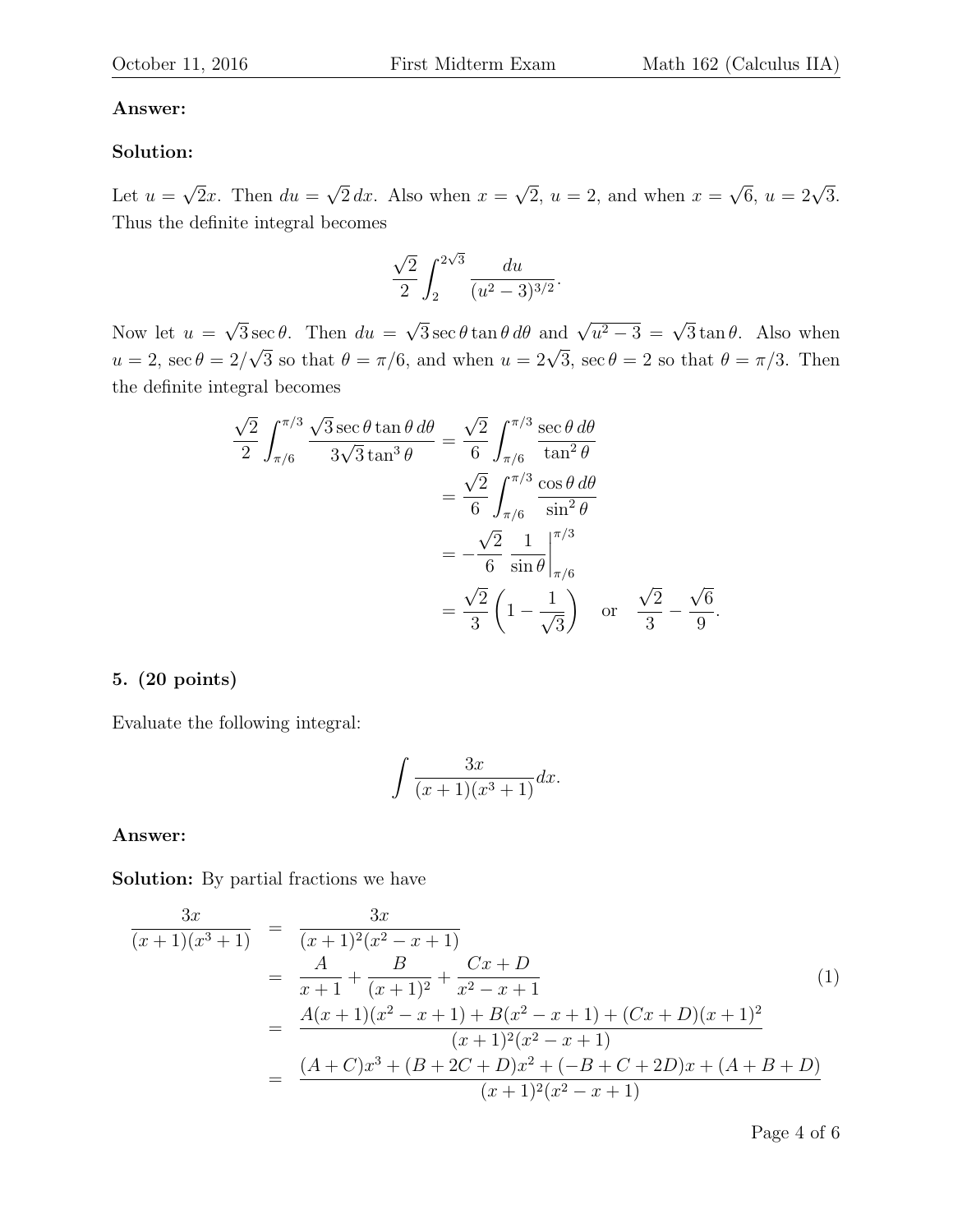**Answer:**

**Solution:**

Let $u = \sqrt{2}x$. Then $du = \sqrt{2}\,dx$. Also when $x = \sqrt{2}$, $u = 2$, and when $x = \sqrt{6}$, $u = 2\sqrt{3}$. Thus the definite integral becomes

$$\frac{\sqrt{2}}{2}\int_{2}^{2\sqrt{3}} \frac{du}{(u^2-3)^{3/2}}.$$

Now let $u = \sqrt{3}\sec\theta$. Then $du = \sqrt{3}\sec\theta\tan\theta\,d\theta$ and $\sqrt{u^2-3} = \sqrt{3}\tan\theta$. Also when $u = 2$, $\sec\theta = 2/\sqrt{3}$ so that $\theta = \pi/6$, and when $u = 2\sqrt{3}$, $\sec\theta = 2$ so that $\theta = \pi/3$. Then the definite integral becomes

$$\begin{aligned}
\frac{\sqrt{2}}{2}\int_{\pi/6}^{\pi/3} \frac{\sqrt{3}\sec\theta\tan\theta\,d\theta}{3\sqrt{3}\tan^3\theta} &= \frac{\sqrt{2}}{6}\int_{\pi/6}^{\pi/3} \frac{\sec\theta\,d\theta}{\tan^2\theta} \\
&= \frac{\sqrt{2}}{6}\int_{\pi/6}^{\pi/3} \frac{\cos\theta\,d\theta}{\sin^2\theta} \\
&= -\frac{\sqrt{2}}{6}\,\frac{1}{\sin\theta}\bigg|_{\pi/6}^{\pi/3} \\
&= \frac{\sqrt{2}}{3}\left(1 - \frac{1}{\sqrt{3}}\right) \quad \text{or} \quad \frac{\sqrt{2}}{3} - \frac{\sqrt{6}}{9}.
\end{aligned}$$

**5. (20 points)**

Evaluate the following integral:

$$\int \frac{3x}{(x+1)(x^3+1)}dx.$$

**Answer:**

**Solution:** By partial fractions we have

$$\begin{aligned}
\frac{3x}{(x+1)(x^3+1)} &= \frac{3x}{(x+1)^2(x^2-x+1)} \\
&= \frac{A}{x+1} + \frac{B}{(x+1)^2} + \frac{Cx+D}{x^2-x+1} \qquad (1) \\
&= \frac{A(x+1)(x^2-x+1) + B(x^2-x+1) + (Cx+D)(x+1)^2}{(x+1)^2(x^2-x+1)} \\
&= \frac{(A+C)x^3 + (B+2C+D)x^2 + (-B+C+2D)x + (A+B+D)}{(x+1)^2(x^2-x+1)}
\end{aligned}$$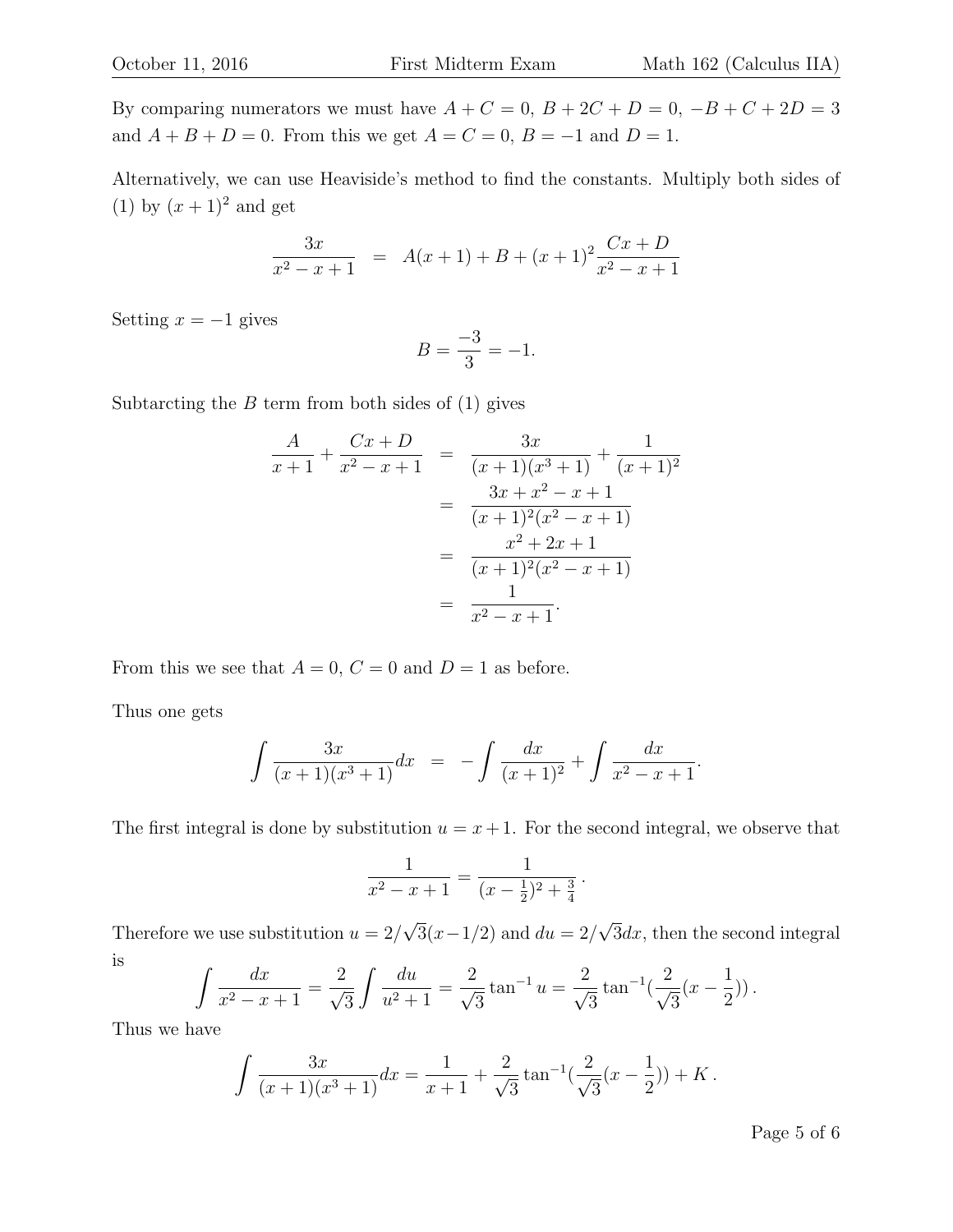By comparing numerators we must have $A + C = 0$, $B + 2C + D = 0$, $-B + C + 2D = 3$ and $A + B + D = 0$. From this we get $A = C = 0$, $B = -1$ and $D = 1$.

Alternatively, we can use Heaviside's method to find the constants. Multiply both sides of (1) by $(x+1)^2$ and get

$$\frac{3x}{x^2 - x + 1} \quad = \quad A(x+1) + B + (x+1)^2 \frac{Cx + D}{x^2 - x + 1}$$

Setting $x = -1$ gives

$$B = \frac{-3}{3} = -1.$$

Subtarcting the $B$ term from both sides of (1) gives

$$\begin{aligned}
\frac{A}{x+1} + \frac{Cx + D}{x^2 - x + 1} &= \frac{3x}{(x+1)(x^3+1)} + \frac{1}{(x+1)^2} \\
&= \frac{3x + x^2 - x + 1}{(x+1)^2(x^2 - x + 1)} \\
&= \frac{x^2 + 2x + 1}{(x+1)^2(x^2 - x + 1)} \\
&= \frac{1}{x^2 - x + 1}.
\end{aligned}$$

From this we see that $A = 0$, $C = 0$ and $D = 1$ as before.

Thus one gets

$$\int \frac{3x}{(x+1)(x^3+1)} dx \quad = \quad -\int \frac{dx}{(x+1)^2} + \int \frac{dx}{x^2 - x + 1}.$$

The first integral is done by substitution $u = x + 1$. For the second integral, we observe that

$$\frac{1}{x^2 - x + 1} = \frac{1}{(x - \frac{1}{2})^2 + \frac{3}{4}}.$$

Therefore we use substitution $u = 2/\sqrt{3}(x - 1/2)$ and $du = 2/\sqrt{3}dx$, then the second integral is

$$\int \frac{dx}{x^2 - x + 1} = \frac{2}{\sqrt{3}} \int \frac{du}{u^2 + 1} = \frac{2}{\sqrt{3}} \tan^{-1} u = \frac{2}{\sqrt{3}} \tan^{-1}(\frac{2}{\sqrt{3}}(x - \frac{1}{2})).$$

Thus we have

$$\int \frac{3x}{(x+1)(x^3+1)} dx = \frac{1}{x+1} + \frac{2}{\sqrt{3}} \tan^{-1}(\frac{2}{\sqrt{3}}(x - \frac{1}{2})) + K.$$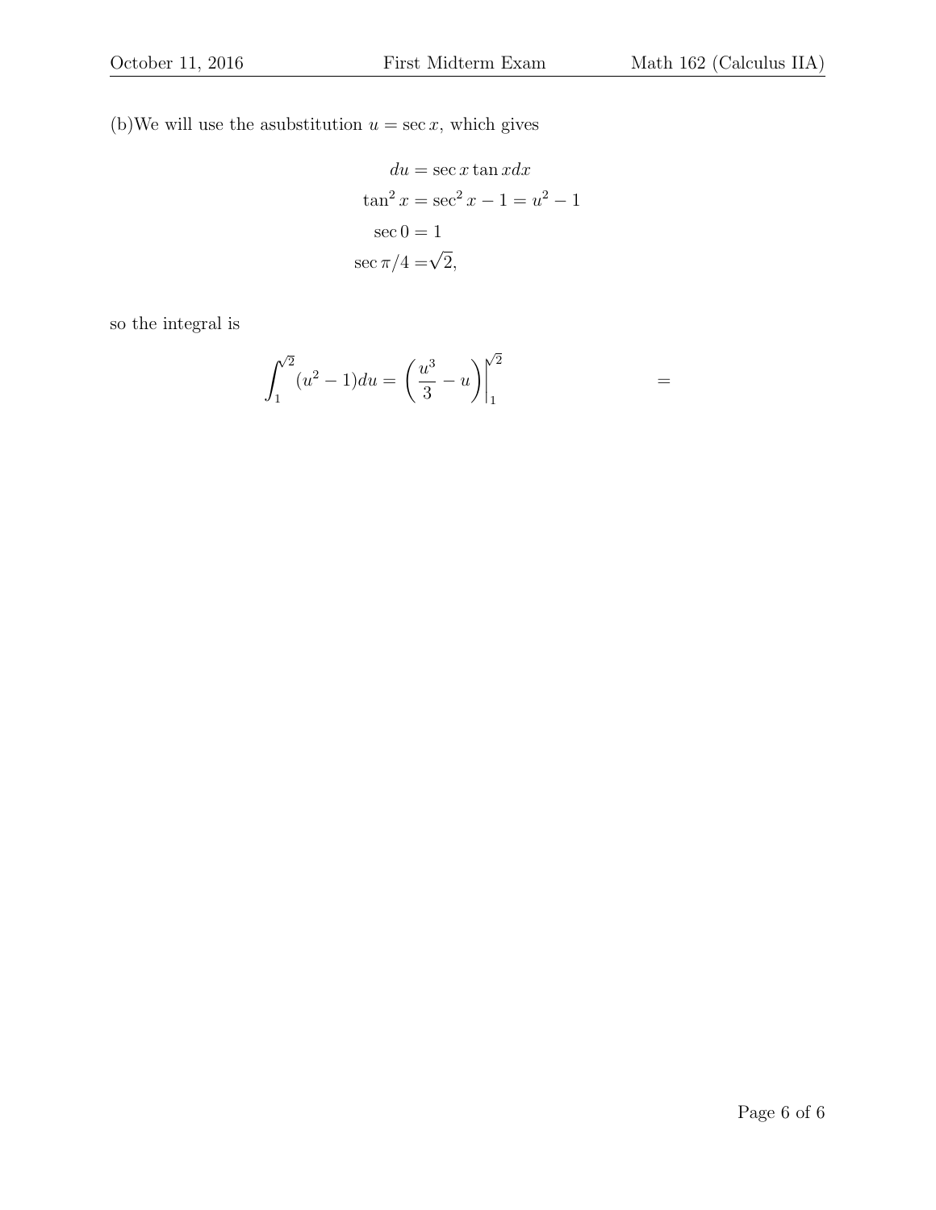(b)We will use the asubstitution $u = \sec x$, which gives

$$
\begin{aligned}
du &= \sec x \tan x dx \\
\tan^2 x &= \sec^2 x - 1 = u^2 - 1 \\
\sec 0 &= 1 \\
\sec \pi/4 &= \sqrt{2},
\end{aligned}
$$

so the integral is

$$
\int_1^{\sqrt{2}} (u^2 - 1) du = \left( \frac{u^3}{3} - u \right) \Bigg|_1^{\sqrt{2}} \qquad\qquad =
$$